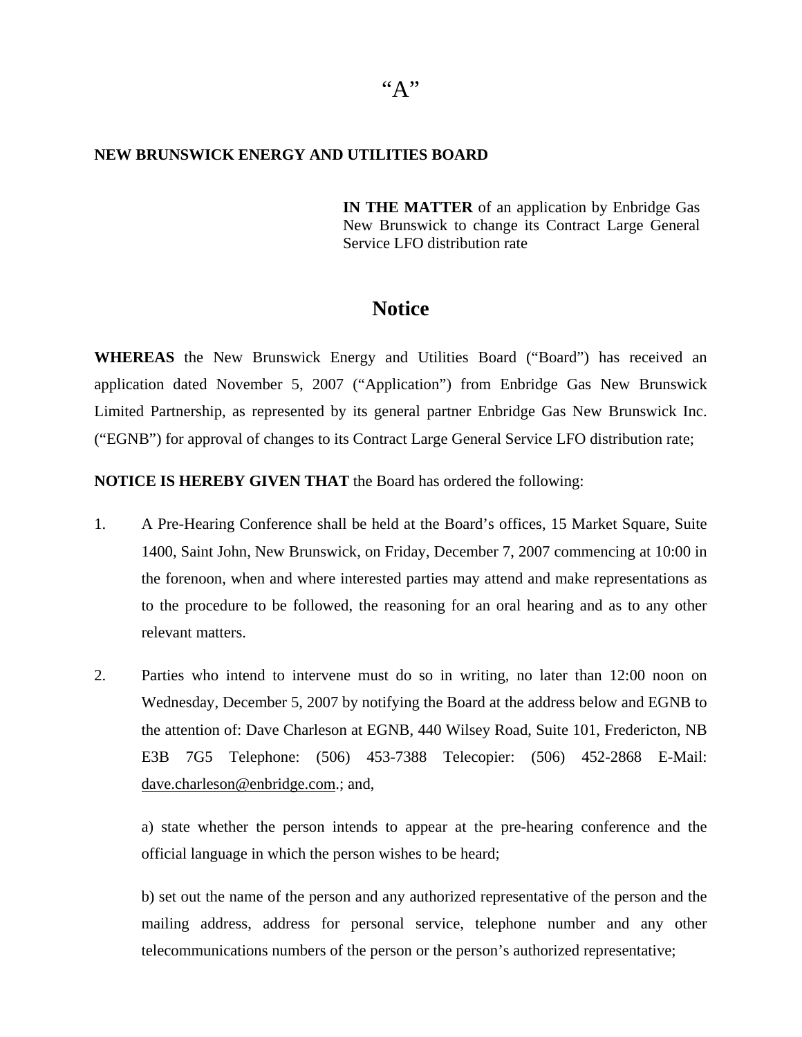“A”

**NEW BRUNSWICK ENERGY AND UTILITIES BOARD**

**IN THE MATTER** of an application by Enbridge Gas New Brunswick to change its Contract Large General Service LFO distribution rate

# Notice

**WHEREAS** the New Brunswick Energy and Utilities Board (“Board”) has received an application dated November 5, 2007 (“Application”) from Enbridge Gas New Brunswick Limited Partnership, as represented by its general partner Enbridge Gas New Brunswick Inc. (“EGNB”) for approval of changes to its Contract Large General Service LFO distribution rate;

**NOTICE IS HEREBY GIVEN THAT** the Board has ordered the following:

1. A Pre-Hearing Conference shall be held at the Board’s offices, 15 Market Square, Suite 1400, Saint John, New Brunswick, on Friday, December 7, 2007 commencing at 10:00 in the forenoon, when and where interested parties may attend and make representations as to the procedure to be followed, the reasoning for an oral hearing and as to any other relevant matters.

2. Parties who intend to intervene must do so in writing, no later than 12:00 noon on Wednesday, December 5, 2007 by notifying the Board at the address below and EGNB to the attention of: Dave Charleson at EGNB, 440 Wilsey Road, Suite 101, Fredericton, NB E3B 7G5 Telephone: (506) 453-7388 Telecopier: (506) 452-2868 E-Mail: dave.charleson@enbridge.com.; and,

   a) state whether the person intends to appear at the pre-hearing conference and the official language in which the person wishes to be heard;

   b) set out the name of the person and any authorized representative of the person and the mailing address, address for personal service, telephone number and any other telecommunications numbers of the person or the person’s authorized representative;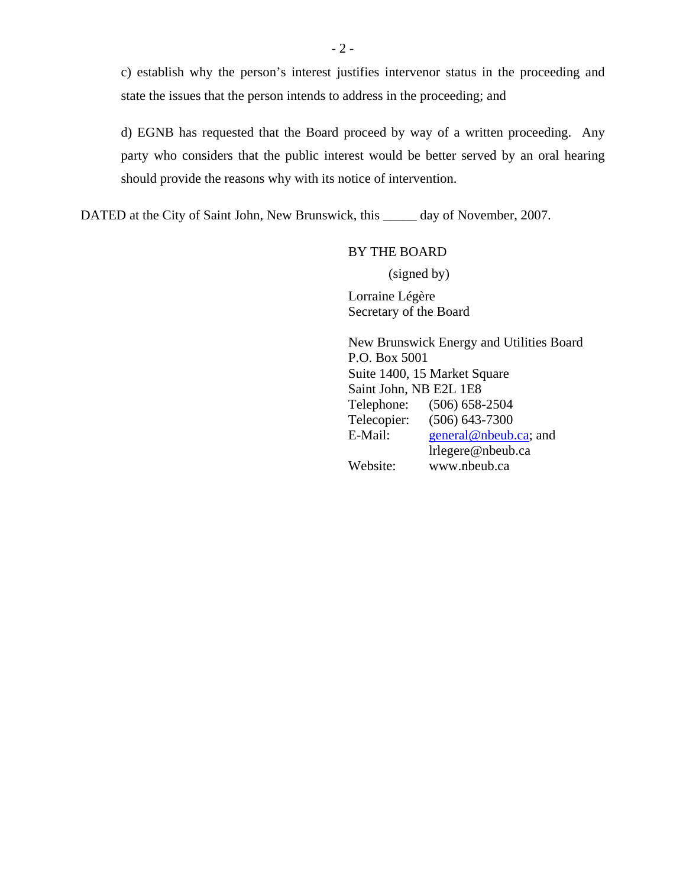c) establish why the person's interest justifies intervenor status in the proceeding and state the issues that the person intends to address in the proceeding; and

d) EGNB has requested that the Board proceed by way of a written proceeding. Any party who considers that the public interest would be better served by an oral hearing should provide the reasons why with its notice of intervention.

DATED at the City of Saint John, New Brunswick, this _____ day of November, 2007.

BY THE BOARD

(signed by)

Lorraine Légère
Secretary of the Board

New Brunswick Energy and Utilities Board
P.O. Box 5001
Suite 1400, 15 Market Square
Saint John, NB E2L 1E8
Telephone: (506) 658-2504
Telecopier: (506) 643-7300
E-Mail: general@nbeub.ca; and lrlegere@nbeub.ca
Website: www.nbeub.ca